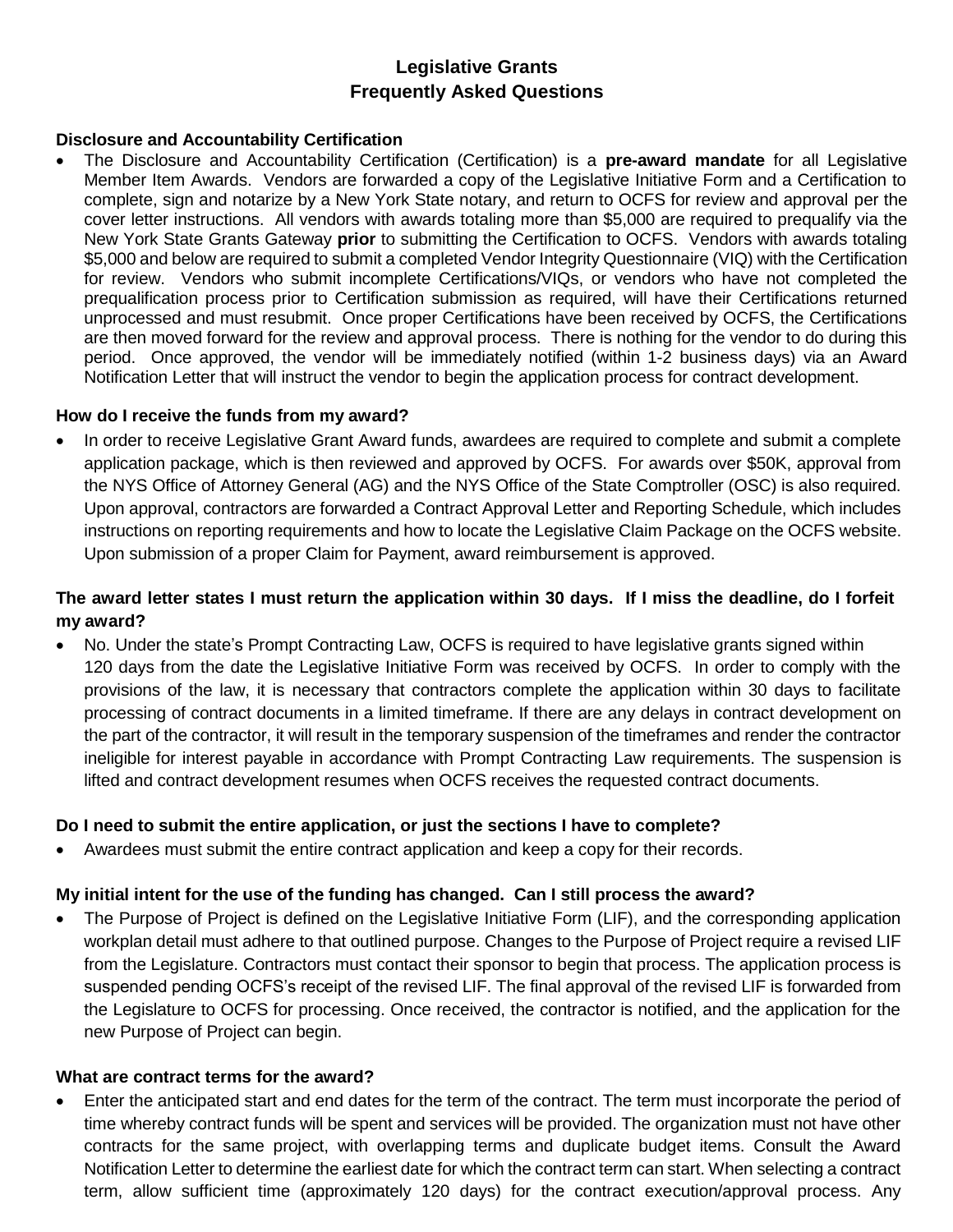# Legislative Grants
# Frequently Asked Questions

### Disclosure and Accountability Certification

- The Disclosure and Accountability Certification (Certification) is a **pre-award mandate** for all Legislative Member Item Awards. Vendors are forwarded a copy of the Legislative Initiative Form and a Certification to complete, sign and notarize by a New York State notary, and return to OCFS for review and approval per the cover letter instructions. All vendors with awards totaling more than $5,000 are required to prequalify via the New York State Grants Gateway **prior** to submitting the Certification to OCFS. Vendors with awards totaling $5,000 and below are required to submit a completed Vendor Integrity Questionnaire (VIQ) with the Certification for review. Vendors who submit incomplete Certifications/VIQs, or vendors who have not completed the prequalification process prior to Certification submission as required, will have their Certifications returned unprocessed and must resubmit. Once proper Certifications have been received by OCFS, the Certifications are then moved forward for the review and approval process. There is nothing for the vendor to do during this period. Once approved, the vendor will be immediately notified (within 1-2 business days) via an Award Notification Letter that will instruct the vendor to begin the application process for contract development.

### How do I receive the funds from my award?

- In order to receive Legislative Grant Award funds, awardees are required to complete and submit a complete application package, which is then reviewed and approved by OCFS. For awards over $50K, approval from the NYS Office of Attorney General (AG) and the NYS Office of the State Comptroller (OSC) is also required. Upon approval, contractors are forwarded a Contract Approval Letter and Reporting Schedule, which includes instructions on reporting requirements and how to locate the Legislative Claim Package on the OCFS website. Upon submission of a proper Claim for Payment, award reimbursement is approved.

### The award letter states I must return the application within 30 days. If I miss the deadline, do I forfeit my award?

- No. Under the state's Prompt Contracting Law, OCFS is required to have legislative grants signed within 120 days from the date the Legislative Initiative Form was received by OCFS. In order to comply with the provisions of the law, it is necessary that contractors complete the application within 30 days to facilitate processing of contract documents in a limited timeframe. If there are any delays in contract development on the part of the contractor, it will result in the temporary suspension of the timeframes and render the contractor ineligible for interest payable in accordance with Prompt Contracting Law requirements. The suspension is lifted and contract development resumes when OCFS receives the requested contract documents.

### Do I need to submit the entire application, or just the sections I have to complete?

- Awardees must submit the entire contract application and keep a copy for their records.

### My initial intent for the use of the funding has changed. Can I still process the award?

- The Purpose of Project is defined on the Legislative Initiative Form (LIF), and the corresponding application workplan detail must adhere to that outlined purpose. Changes to the Purpose of Project require a revised LIF from the Legislature. Contractors must contact their sponsor to begin that process. The application process is suspended pending OCFS's receipt of the revised LIF. The final approval of the revised LIF is forwarded from the Legislature to OCFS for processing. Once received, the contractor is notified, and the application for the new Purpose of Project can begin.

### What are contract terms for the award?

- Enter the anticipated start and end dates for the term of the contract. The term must incorporate the period of time whereby contract funds will be spent and services will be provided. The organization must not have other contracts for the same project, with overlapping terms and duplicate budget items. Consult the Award Notification Letter to determine the earliest date for which the contract term can start. When selecting a contract term, allow sufficient time (approximately 120 days) for the contract execution/approval process. Any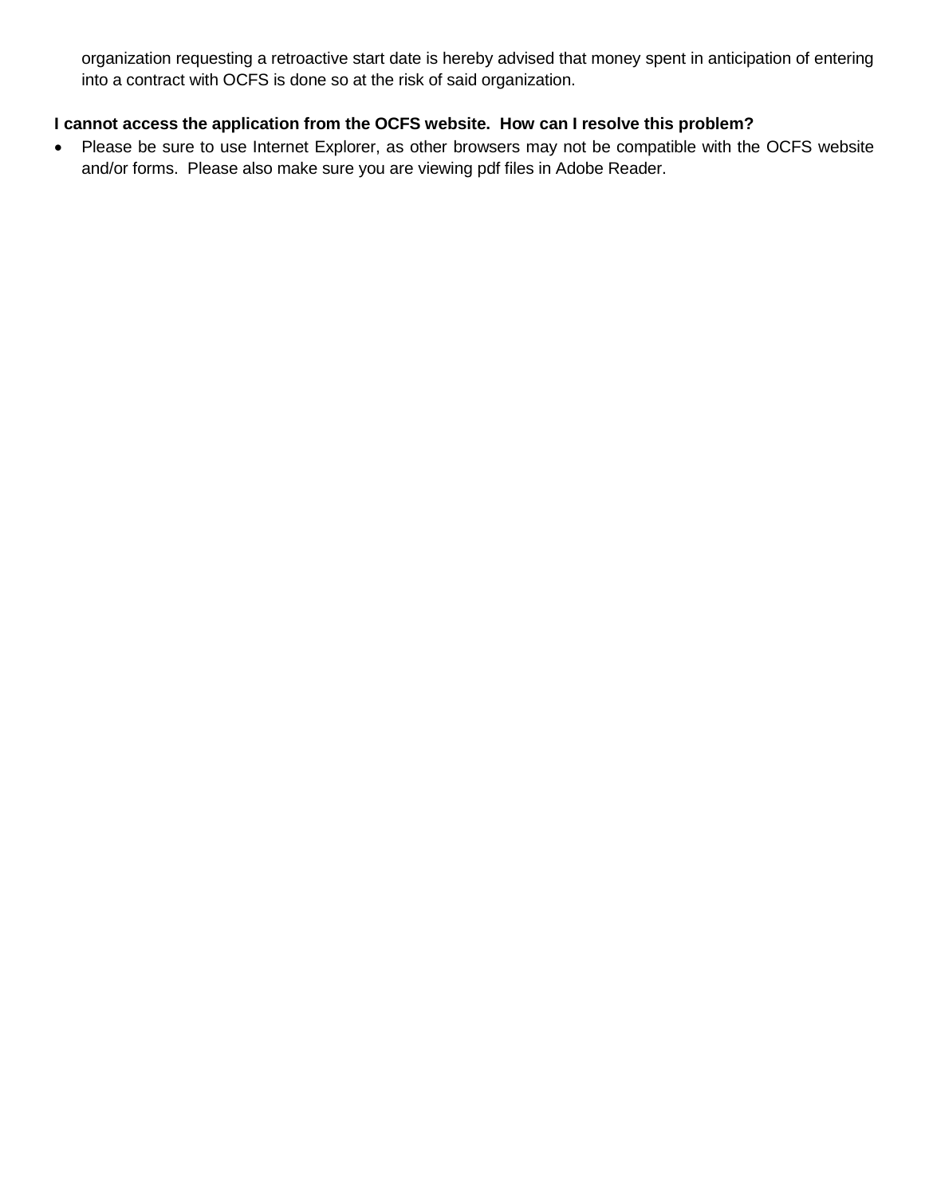organization requesting a retroactive start date is hereby advised that money spent in anticipation of entering into a contract with OCFS is done so at the risk of said organization.

**I cannot access the application from the OCFS website. How can I resolve this problem?**

- Please be sure to use Internet Explorer, as other browsers may not be compatible with the OCFS website and/or forms. Please also make sure you are viewing pdf files in Adobe Reader.